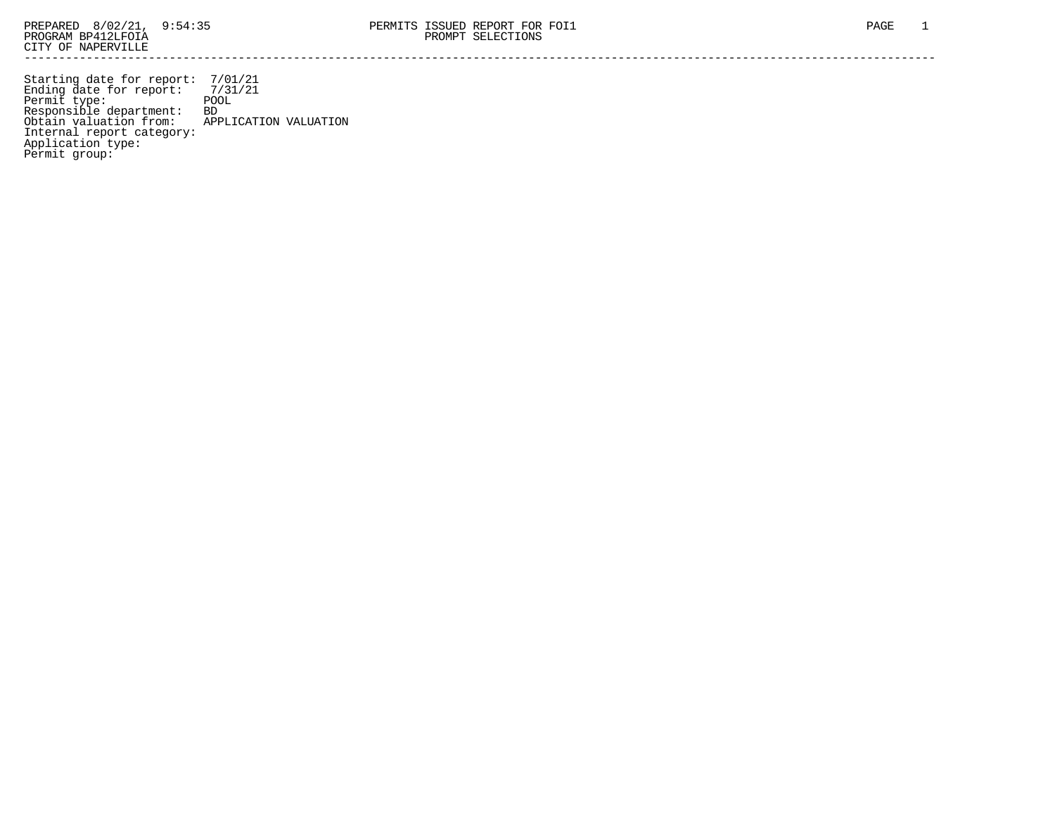PREPARED 8/02/21, 9:54:35 PERMITS ISSUED REPORT FOR FOI1
PROGRAM BP412LFOIA PROMPT SELECTIONS
CITY OF NAPERVILLE

---

Starting date for report: 7/01/21
Ending date for report: 7/31/21
Permit type: POOL
Responsible department: BD
Obtain valuation from: APPLICATION VALUATION
Internal report category:
Application type:
Permit group: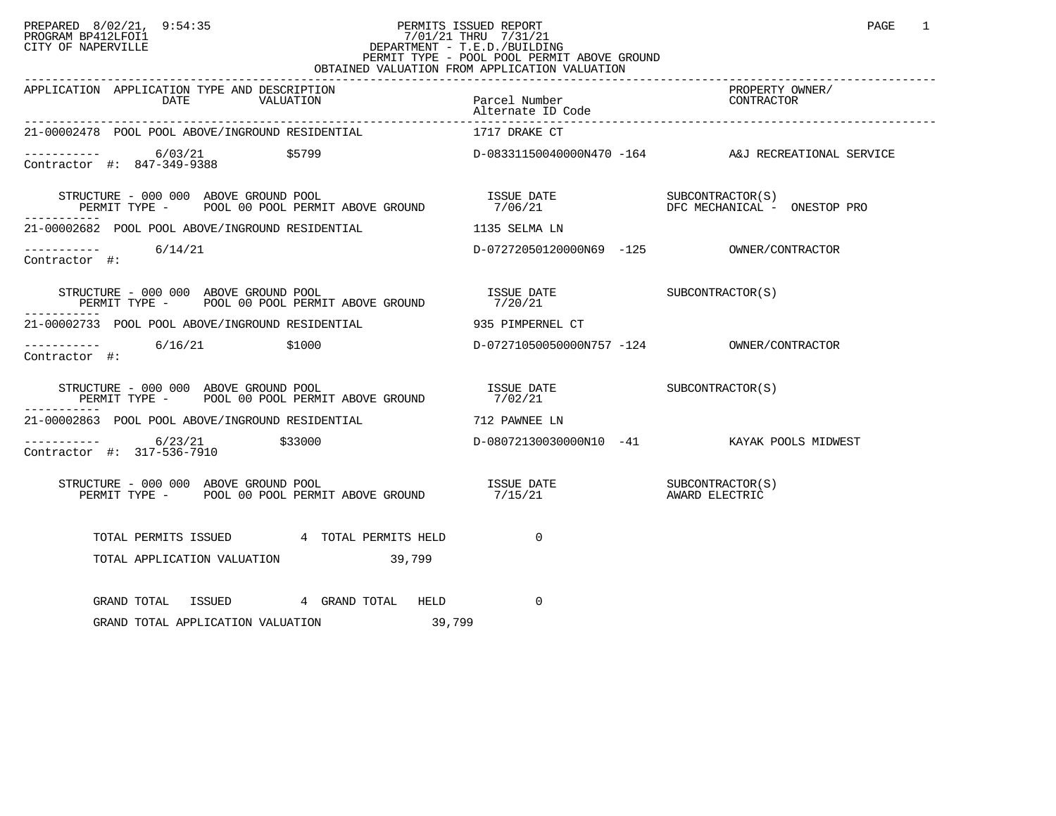PREPARED 8/02/21, 9:54:35
PROGRAM BP412LFOI1
CITY OF NAPERVILLE

# PERMITS ISSUED REPORT

7/01/21 THRU 7/31/21
DEPARTMENT - T.E.D./BUILDING
PERMIT TYPE - POOL POOL PERMIT ABOVE GROUND
OBTAINED VALUATION FROM APPLICATION VALUATION

| APPLICATION | APPLICATION TYPE AND DESCRIPTION / DATE | VALUATION | Parcel Number / Alternate ID Code | PROPERTY OWNER/ CONTRACTOR |
|---|---|---|---|---|
| 21-00002478 | POOL POOL ABOVE/INGROUND RESIDENTIAL | | 1717 DRAKE CT | |
| | 6/03/21 | $5799 | D-08331150040000N470 -164 | A&J RECREATIONAL SERVICE |
| Contractor #: 847-349-9388 | | | | |
| | STRUCTURE - 000 000 ABOVE GROUND POOL / PERMIT TYPE - POOL 00 POOL PERMIT ABOVE GROUND | | ISSUE DATE 7/06/21 | SUBCONTRACTOR(S) DFC MECHANICAL - ONESTOP PRO |
| 21-00002682 | POOL POOL ABOVE/INGROUND RESIDENTIAL | | 1135 SELMA LN | |
| | 6/14/21 | | D-07272050120000N69 -125 | OWNER/CONTRACTOR |
| Contractor #: | | | | |
| | STRUCTURE - 000 000 ABOVE GROUND POOL / PERMIT TYPE - POOL 00 POOL PERMIT ABOVE GROUND | | ISSUE DATE 7/20/21 | SUBCONTRACTOR(S) |
| 21-00002733 | POOL POOL ABOVE/INGROUND RESIDENTIAL | | 935 PIMPERNEL CT | |
| | 6/16/21 | $1000 | D-07271050050000N757 -124 | OWNER/CONTRACTOR |
| Contractor #: | | | | |
| | STRUCTURE - 000 000 ABOVE GROUND POOL / PERMIT TYPE - POOL 00 POOL PERMIT ABOVE GROUND | | ISSUE DATE 7/02/21 | SUBCONTRACTOR(S) |
| 21-00002863 | POOL POOL ABOVE/INGROUND RESIDENTIAL | | 712 PAWNEE LN | |
| | 6/23/21 | $33000 | D-08072130030000N10 -41 | KAYAK POOLS MIDWEST |
| Contractor #: 317-536-7910 | | | | |
| | STRUCTURE - 000 000 ABOVE GROUND POOL / PERMIT TYPE - POOL 00 POOL PERMIT ABOVE GROUND | | ISSUE DATE 7/15/21 | SUBCONTRACTOR(S) AWARD ELECTRIC |

TOTAL PERMITS ISSUED 4 TOTAL PERMITS HELD 0

TOTAL APPLICATION VALUATION 39,799

GRAND TOTAL ISSUED 4 GRAND TOTAL HELD 0

GRAND TOTAL APPLICATION VALUATION 39,799